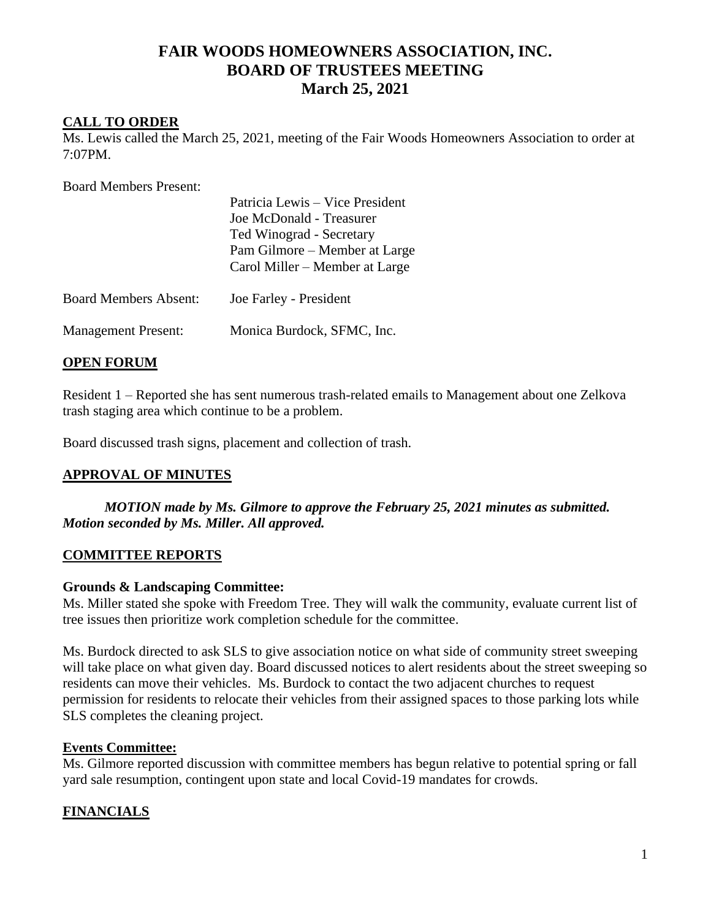# FAIR WOODS HOMEOWNERS ASSOCIATION, INC.
# BOARD OF TRUSTEES MEETING
# March 25, 2021

## CALL TO ORDER

Ms. Lewis called the March 25, 2021, meeting of the Fair Woods Homeowners Association to order at 7:07PM.

| Board Members Present: | Patricia Lewis – Vice President |
|---|---|
| | Joe McDonald - Treasurer |
| | Ted Winograd - Secretary |
| | Pam Gilmore – Member at Large |
| | Carol Miller – Member at Large |
| Board Members Absent: | Joe Farley - President |
| Management Present: | Monica Burdock, SFMC, Inc. |

## OPEN FORUM

Resident 1 – Reported she has sent numerous trash-related emails to Management about one Zelkova trash staging area which continue to be a problem.

Board discussed trash signs, placement and collection of trash.

## APPROVAL OF MINUTES

***MOTION made by Ms. Gilmore to approve the February 25, 2021 minutes as submitted. Motion seconded by Ms. Miller. All approved.***

## COMMITTEE REPORTS

### Grounds & Landscaping Committee:

Ms. Miller stated she spoke with Freedom Tree. They will walk the community, evaluate current list of tree issues then prioritize work completion schedule for the committee.

Ms. Burdock directed to ask SLS to give association notice on what side of community street sweeping will take place on what given day. Board discussed notices to alert residents about the street sweeping so residents can move their vehicles. Ms. Burdock to contact the two adjacent churches to request permission for residents to relocate their vehicles from their assigned spaces to those parking lots while SLS completes the cleaning project.

### Events Committee:

Ms. Gilmore reported discussion with committee members has begun relative to potential spring or fall yard sale resumption, contingent upon state and local Covid-19 mandates for crowds.

## FINANCIALS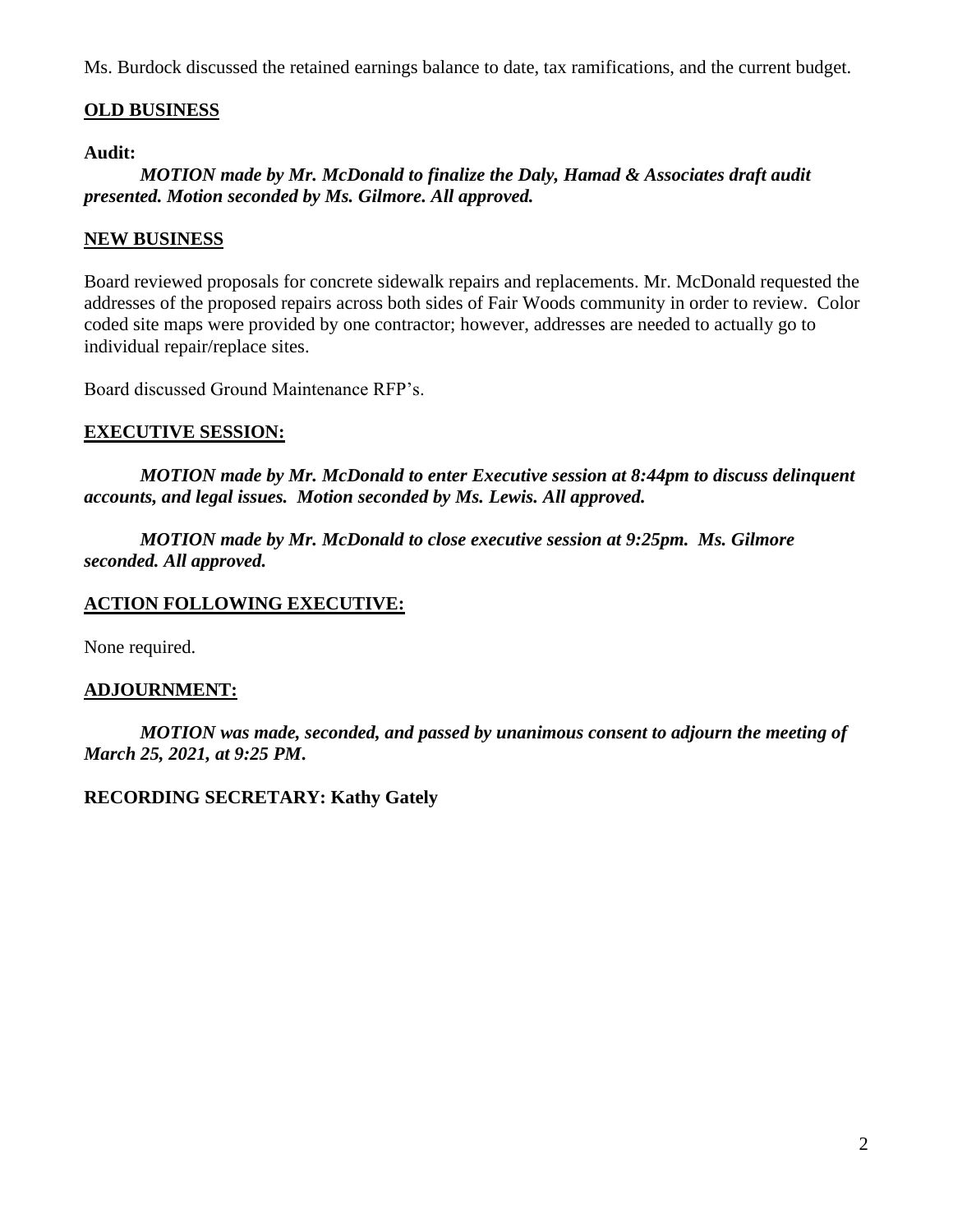Ms. Burdock discussed the retained earnings balance to date, tax ramifications, and the current budget.

## OLD BUSINESS

**Audit:**

***MOTION made by Mr. McDonald to finalize the Daly, Hamad & Associates draft audit presented. Motion seconded by Ms. Gilmore. All approved.***

## NEW BUSINESS

Board reviewed proposals for concrete sidewalk repairs and replacements. Mr. McDonald requested the addresses of the proposed repairs across both sides of Fair Woods community in order to review. Color coded site maps were provided by one contractor; however, addresses are needed to actually go to individual repair/replace sites.

Board discussed Ground Maintenance RFP's.

## EXECUTIVE SESSION:

***MOTION made by Mr. McDonald to enter Executive session at 8:44pm to discuss delinquent accounts, and legal issues. Motion seconded by Ms. Lewis. All approved.***

***MOTION made by Mr. McDonald to close executive session at 9:25pm. Ms. Gilmore seconded. All approved.***

## ACTION FOLLOWING EXECUTIVE:

None required.

## ADJOURNMENT:

***MOTION was made, seconded, and passed by unanimous consent to adjourn the meeting of March 25, 2021, at 9:25 PM.***

**RECORDING SECRETARY: Kathy Gately**